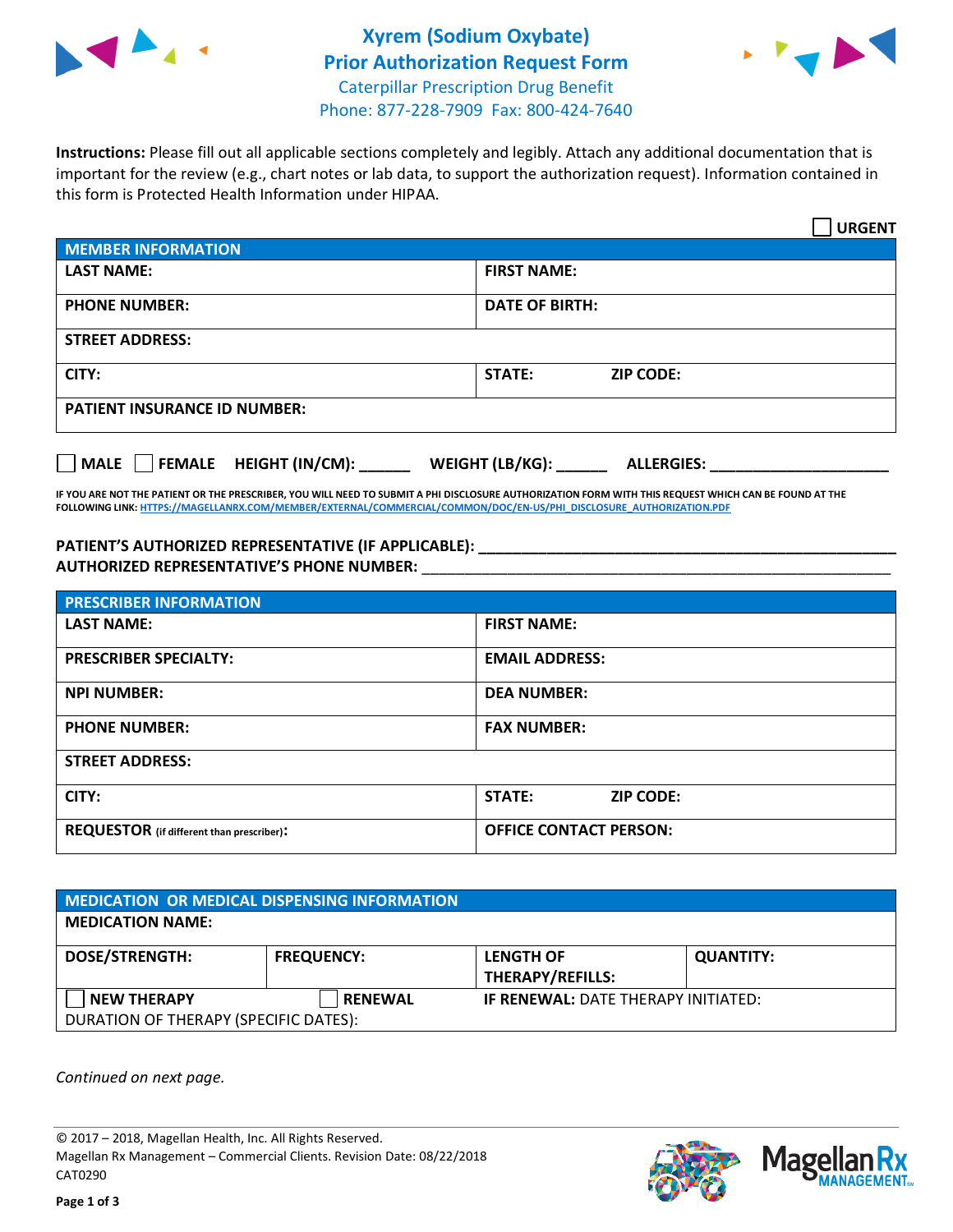# Xyrem (Sodium Oxybate) Prior Authorization Request Form

Caterpillar Prescription Drug Benefit
Phone: 877-228-7909 Fax: 800-424-7640

**Instructions:** Please fill out all applicable sections completely and legibly. Attach any additional documentation that is important for the review (e.g., chart notes or lab data, to support the authorization request). Information contained in this form is Protected Health Information under HIPAA.

☐ **URGENT**

| MEMBER INFORMATION | |
|---|---|
| **LAST NAME:** | **FIRST NAME:** |
| **PHONE NUMBER:** | **DATE OF BIRTH:** |
| **STREET ADDRESS:** | |
| **CITY:** | **STATE:** **ZIP CODE:** |
| **PATIENT INSURANCE ID NUMBER:** | |

☐ **MALE** ☐ **FEMALE** **HEIGHT (IN/CM):** ______ **WEIGHT (LB/KG):** ______ **ALLERGIES:** ____________________

**IF YOU ARE NOT THE PATIENT OR THE PRESCRIBER, YOU WILL NEED TO SUBMIT A PHI DISCLOSURE AUTHORIZATION FORM WITH THIS REQUEST WHICH CAN BE FOUND AT THE FOLLOWING LINK:** HTTPS://MAGELLANRX.COM/MEMBER/EXTERNAL/COMMERCIAL/COMMON/DOC/EN-US/PHI_DISCLOSURE_AUTHORIZATION.PDF

**PATIENT'S AUTHORIZED REPRESENTATIVE (IF APPLICABLE):** ____________________________________________
**AUTHORIZED REPRESENTATIVE'S PHONE NUMBER:** ____________________________________________

| PRESCRIBER INFORMATION | |
|---|---|
| **LAST NAME:** | **FIRST NAME:** |
| **PRESCRIBER SPECIALTY:** | **EMAIL ADDRESS:** |
| **NPI NUMBER:** | **DEA NUMBER:** |
| **PHONE NUMBER:** | **FAX NUMBER:** |
| **STREET ADDRESS:** | |
| **CITY:** | **STATE:** **ZIP CODE:** |
| **REQUESTOR** (if different than prescriber)**:** | **OFFICE CONTACT PERSON:** |

| MEDICATION OR MEDICAL DISPENSING INFORMATION | | | |
|---|---|---|---|
| **MEDICATION NAME:** | | | |
| **DOSE/STRENGTH:** | **FREQUENCY:** | **LENGTH OF THERAPY/REFILLS:** | **QUANTITY:** |
| ☐ **NEW THERAPY** | ☐ **RENEWAL** | **IF RENEWAL:** DATE THERAPY INITIATED: | |
| DURATION OF THERAPY (SPECIFIC DATES): | | | |

*Continued on next page.*

© 2017 – 2018, Magellan Health, Inc. All Rights Reserved.
Magellan Rx Management – Commercial Clients. Revision Date: 08/22/2018
CAT0290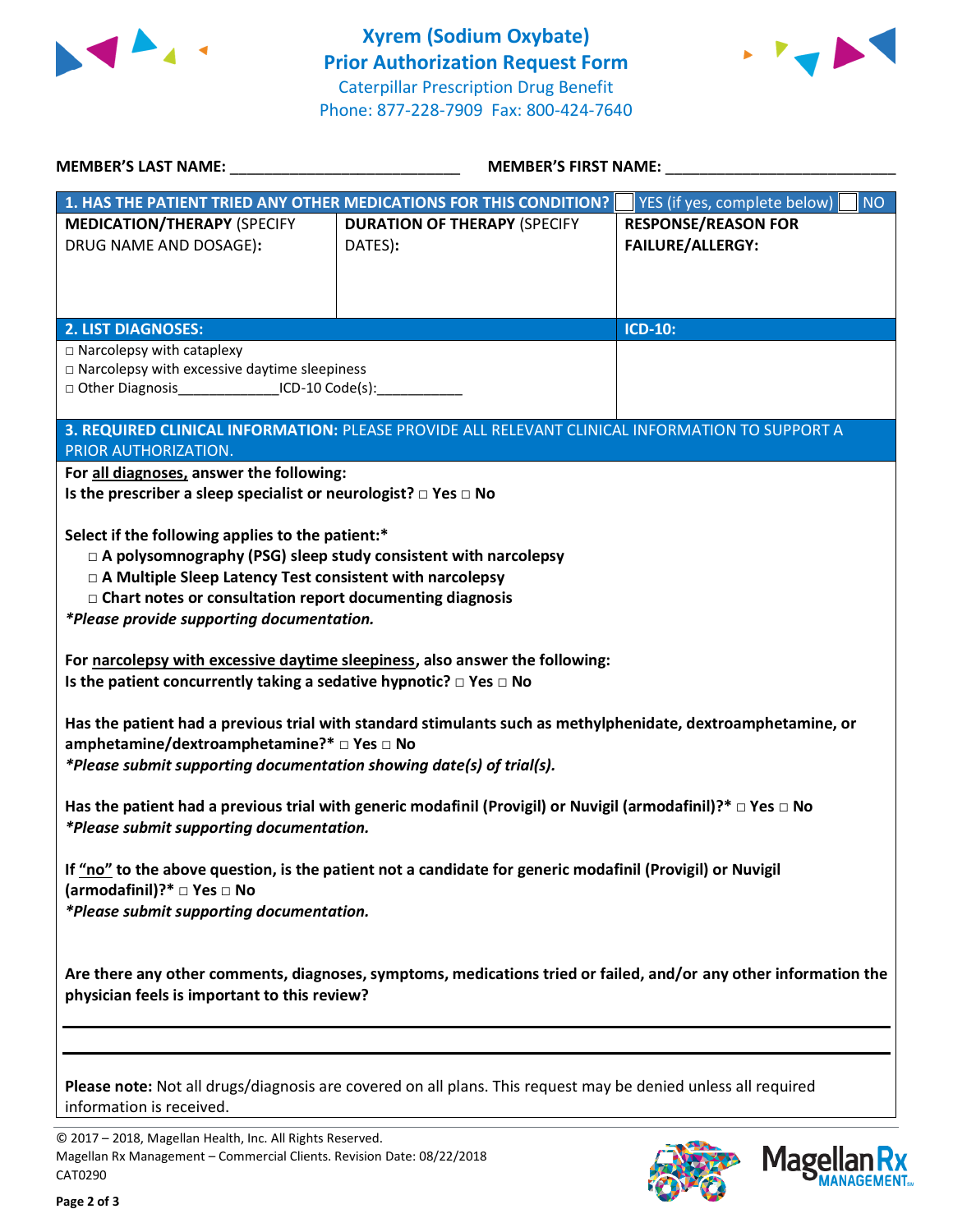# Xyrem (Sodium Oxybate) Prior Authorization Request Form

Caterpillar Prescription Drug Benefit
Phone: 877-228-7909 Fax: 800-424-7640

**MEMBER'S LAST NAME:** ___________________________ **MEMBER'S FIRST NAME:** ___________________________

| 1. HAS THE PATIENT TRIED ANY OTHER MEDICATIONS FOR THIS CONDITION? | ☐ YES (if yes, complete below) | ☐ NO |
|---|---|---|
| **MEDICATION/THERAPY** (SPECIFY DRUG NAME AND DOSAGE): | **DURATION OF THERAPY** (SPECIFY DATES): | **RESPONSE/REASON FOR FAILURE/ALLERGY:** |
| | | |

| 2. LIST DIAGNOSES: | ICD-10: |
|---|---|
| □ Narcolepsy with cataplexy<br>□ Narcolepsy with excessive daytime sleepiness<br>□ Other Diagnosis_____________ICD-10 Code(s):___________ | |

**3. REQUIRED CLINICAL INFORMATION:** PLEASE PROVIDE ALL RELEVANT CLINICAL INFORMATION TO SUPPORT A PRIOR AUTHORIZATION.

**For all diagnoses, answer the following:**
**Is the prescriber a sleep specialist or neurologist? □ Yes □ No**

**Select if the following applies to the patient:***
- **□ A polysomnography (PSG) sleep study consistent with narcolepsy**
- **□ A Multiple Sleep Latency Test consistent with narcolepsy**
- **□ Chart notes or consultation report documenting diagnosis**

***Please provide supporting documentation.***

**For narcolepsy with excessive daytime sleepiness, also answer the following:**
**Is the patient concurrently taking a sedative hypnotic? □ Yes □ No**

**Has the patient had a previous trial with standard stimulants such as methylphenidate, dextroamphetamine, or amphetamine/dextroamphetamine?* □ Yes □ No**
***Please submit supporting documentation showing date(s) of trial(s).***

**Has the patient had a previous trial with generic modafinil (Provigil) or Nuvigil (armodafinil)?* □ Yes □ No**
***Please submit supporting documentation.***

**If "no" to the above question, is the patient not a candidate for generic modafinil (Provigil) or Nuvigil (armodafinil)?* □ Yes □ No**
***Please submit supporting documentation.***

**Are there any other comments, diagnoses, symptoms, medications tried or failed, and/or any other information the physician feels is important to this review?**

_____________________________________________________________________________

_____________________________________________________________________________

**Please note:** Not all drugs/diagnosis are covered on all plans. This request may be denied unless all required information is received.

© 2017 – 2018, Magellan Health, Inc. All Rights Reserved.
Magellan Rx Management – Commercial Clients. Revision Date: 08/22/2018
CAT0290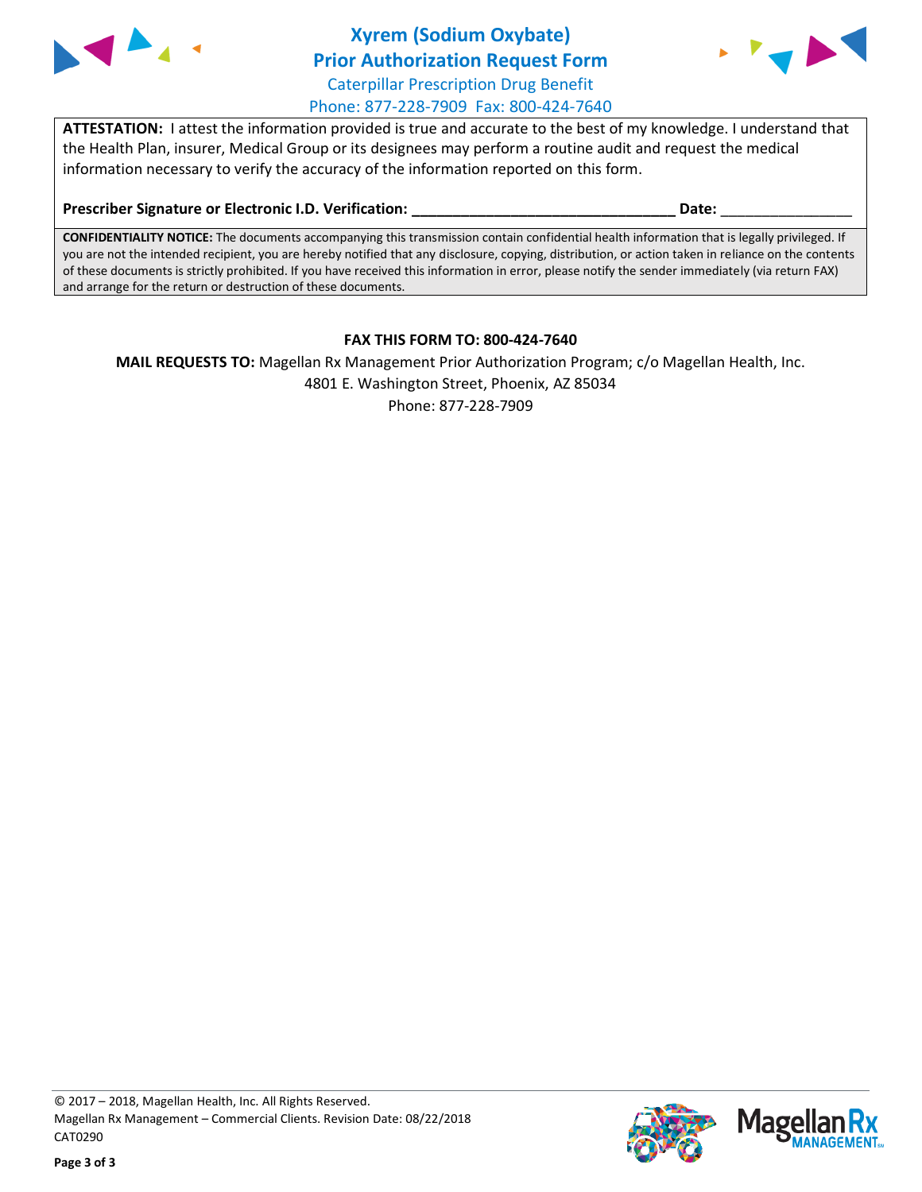**ATTESTATION:** I attest the information provided is true and accurate to the best of my knowledge. I understand that the Health Plan, insurer, Medical Group or its designees may perform a routine audit and request the medical information necessary to verify the accuracy of the information reported on this form.

**Prescriber Signature or Electronic I.D. Verification: _______________________________ Date:** _______________

**CONFIDENTIALITY NOTICE:** The documents accompanying this transmission contain confidential health information that is legally privileged. If you are not the intended recipient, you are hereby notified that any disclosure, copying, distribution, or action taken in reliance on the contents of these documents is strictly prohibited. If you have received this information in error, please notify the sender immediately (via return FAX) and arrange for the return or destruction of these documents.

**FAX THIS FORM TO: 800-424-7640**

**MAIL REQUESTS TO:** Magellan Rx Management Prior Authorization Program; c/o Magellan Health, Inc.
4801 E. Washington Street, Phoenix, AZ 85034
Phone: 877-228-7909

© 2017 – 2018, Magellan Health, Inc. All Rights Reserved.
Magellan Rx Management – Commercial Clients. Revision Date: 08/22/2018
CAT0290